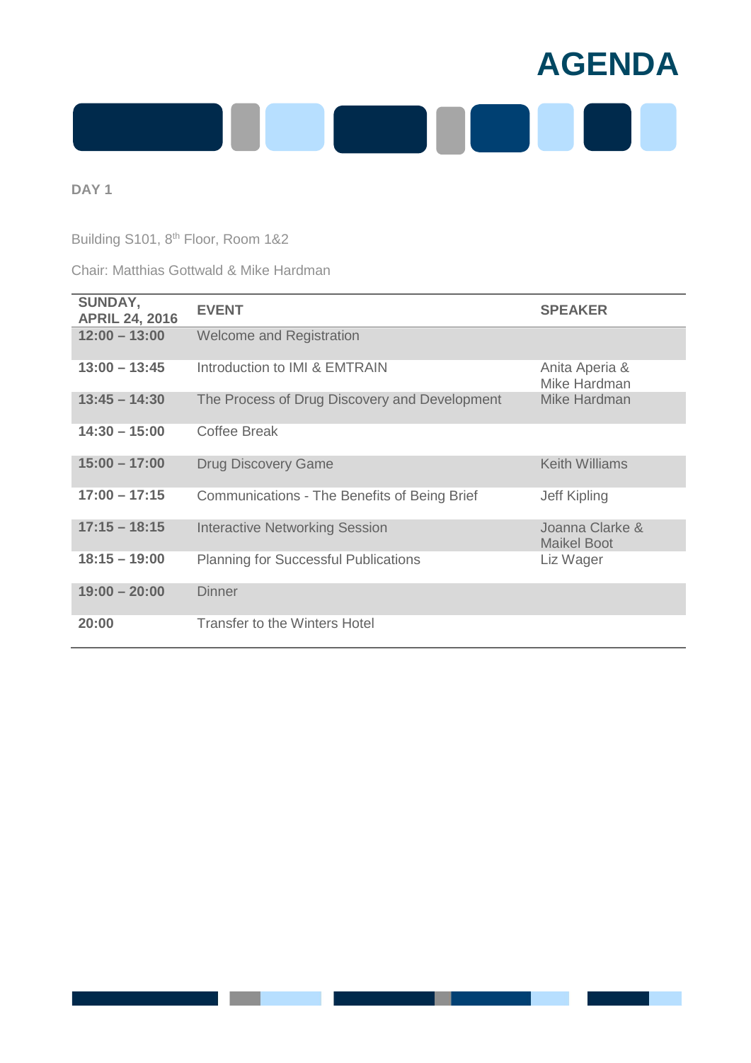# AGENDA

**DAY 1**

Building S101, 8th Floor, Room 1&2

Chair: Matthias Gottwald & Mike Hardman

| SUNDAY, APRIL 24, 2016 | EVENT | SPEAKER |
|---|---|---|
| **12:00 – 13:00** | Welcome and Registration | |
| **13:00 – 13:45** | Introduction to IMI & EMTRAIN | Anita Aperia & Mike Hardman |
| **13:45 – 14:30** | The Process of Drug Discovery and Development | Mike Hardman |
| **14:30 – 15:00** | Coffee Break | |
| **15:00 – 17:00** | Drug Discovery Game | Keith Williams |
| **17:00 – 17:15** | Communications - The Benefits of Being Brief | Jeff Kipling |
| **17:15 – 18:15** | Interactive Networking Session | Joanna Clarke & Maikel Boot |
| **18:15 – 19:00** | Planning for Successful Publications | Liz Wager |
| **19:00 – 20:00** | Dinner | |
| **20:00** | Transfer to the Winters Hotel | |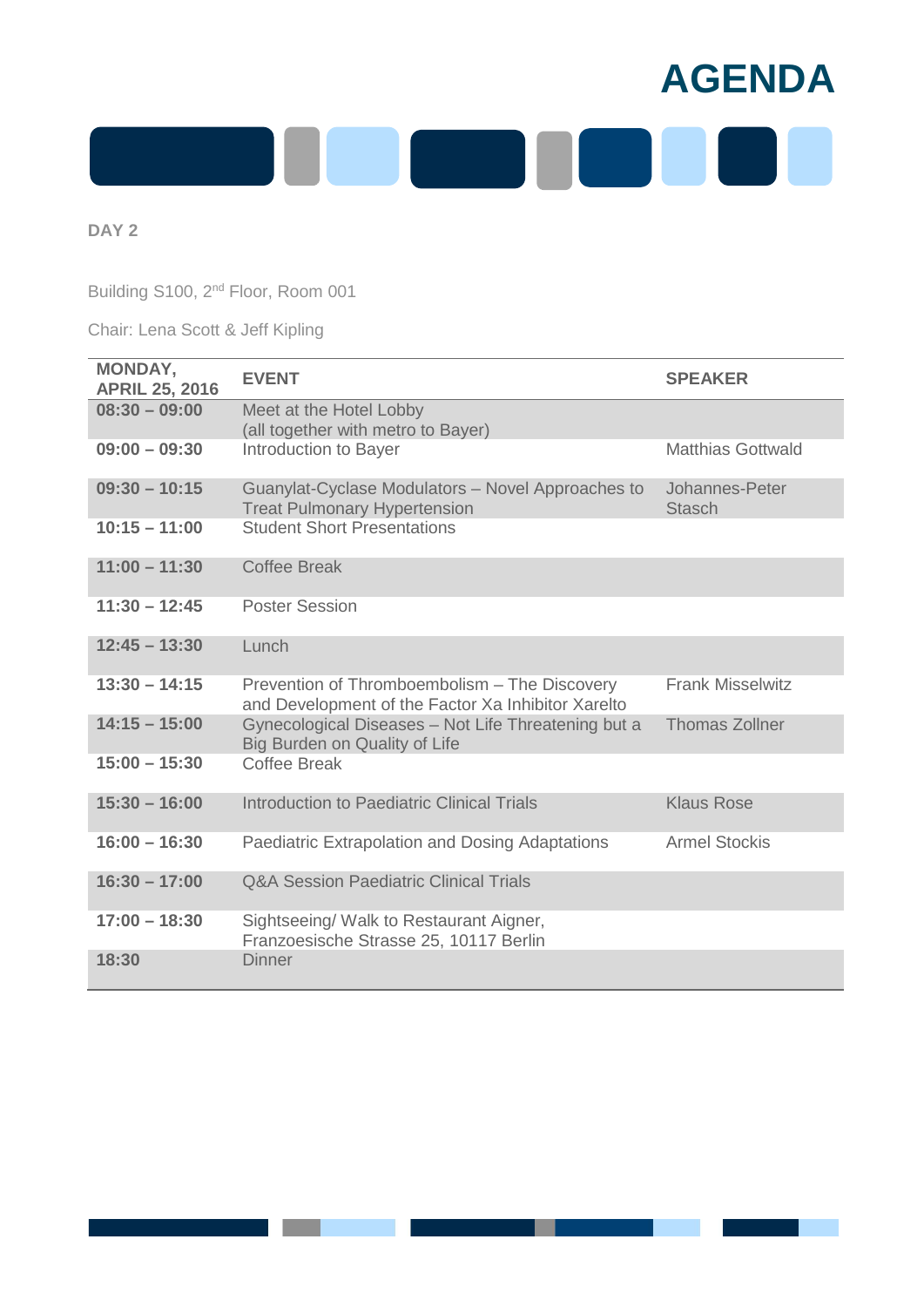# AGENDA

**DAY 2**

Building S100, 2nd Floor, Room 001

Chair: Lena Scott & Jeff Kipling

| MONDAY, APRIL 25, 2016 | EVENT | SPEAKER |
|---|---|---|
| **08:30 – 09:00** | Meet at the Hotel Lobby (all together with metro to Bayer) | |
| **09:00 – 09:30** | Introduction to Bayer | Matthias Gottwald |
| **09:30 – 10:15** | Guanylat-Cyclase Modulators – Novel Approaches to Treat Pulmonary Hypertension | Johannes-Peter Stasch |
| **10:15 – 11:00** | Student Short Presentations | |
| **11:00 – 11:30** | Coffee Break | |
| **11:30 – 12:45** | Poster Session | |
| **12:45 – 13:30** | Lunch | |
| **13:30 – 14:15** | Prevention of Thromboembolism – The Discovery and Development of the Factor Xa Inhibitor Xarelto | Frank Misselwitz |
| **14:15 – 15:00** | Gynecological Diseases – Not Life Threatening but a Big Burden on Quality of Life | Thomas Zollner |
| **15:00 – 15:30** | Coffee Break | |
| **15:30 – 16:00** | Introduction to Paediatric Clinical Trials | Klaus Rose |
| **16:00 – 16:30** | Paediatric Extrapolation and Dosing Adaptations | Armel Stockis |
| **16:30 – 17:00** | Q&A Session Paediatric Clinical Trials | |
| **17:00 – 18:30** | Sightseeing/ Walk to Restaurant Aigner, Franzoesische Strasse 25, 10117 Berlin | |
| **18:30** | Dinner | |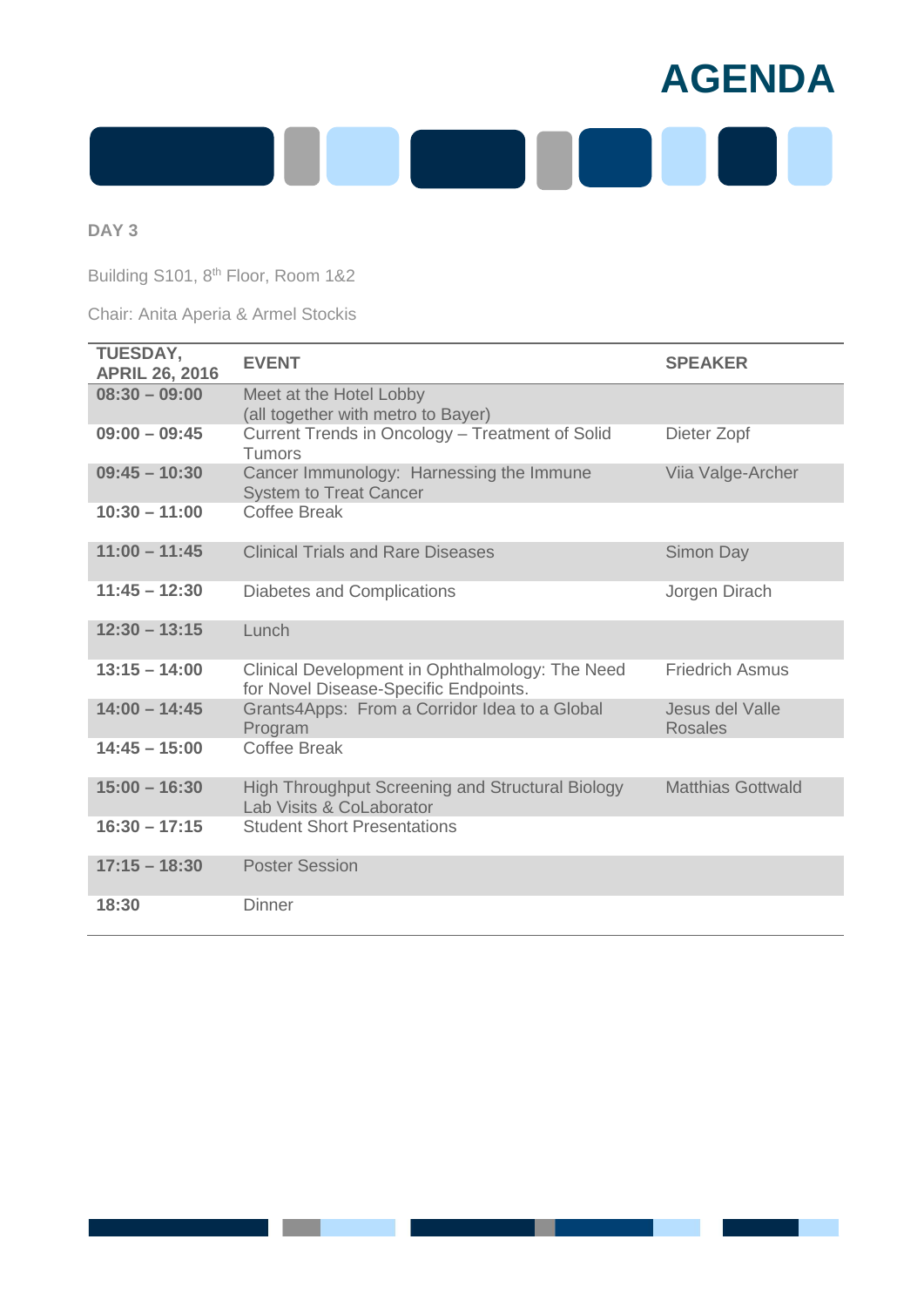# AGENDA

**DAY 3**

Building S101, 8th Floor, Room 1&2

Chair: Anita Aperia & Armel Stockis

| TUESDAY, APRIL 26, 2016 | EVENT | SPEAKER |
|---|---|---|
| **08:30 – 09:00** | Meet at the Hotel Lobby (all together with metro to Bayer) | |
| **09:00 – 09:45** | Current Trends in Oncology – Treatment of Solid Tumors | Dieter Zopf |
| **09:45 – 10:30** | Cancer Immunology: Harnessing the Immune System to Treat Cancer | Viia Valge-Archer |
| **10:30 – 11:00** | Coffee Break | |
| **11:00 – 11:45** | Clinical Trials and Rare Diseases | Simon Day |
| **11:45 – 12:30** | Diabetes and Complications | Jorgen Dirach |
| **12:30 – 13:15** | Lunch | |
| **13:15 – 14:00** | Clinical Development in Ophthalmology: The Need for Novel Disease-Specific Endpoints. | Friedrich Asmus |
| **14:00 – 14:45** | Grants4Apps: From a Corridor Idea to a Global Program | Jesus del Valle Rosales |
| **14:45 – 15:00** | Coffee Break | |
| **15:00 – 16:30** | High Throughput Screening and Structural Biology Lab Visits & CoLaborator | Matthias Gottwald |
| **16:30 – 17:15** | Student Short Presentations | |
| **17:15 – 18:30** | Poster Session | |
| **18:30** | Dinner | |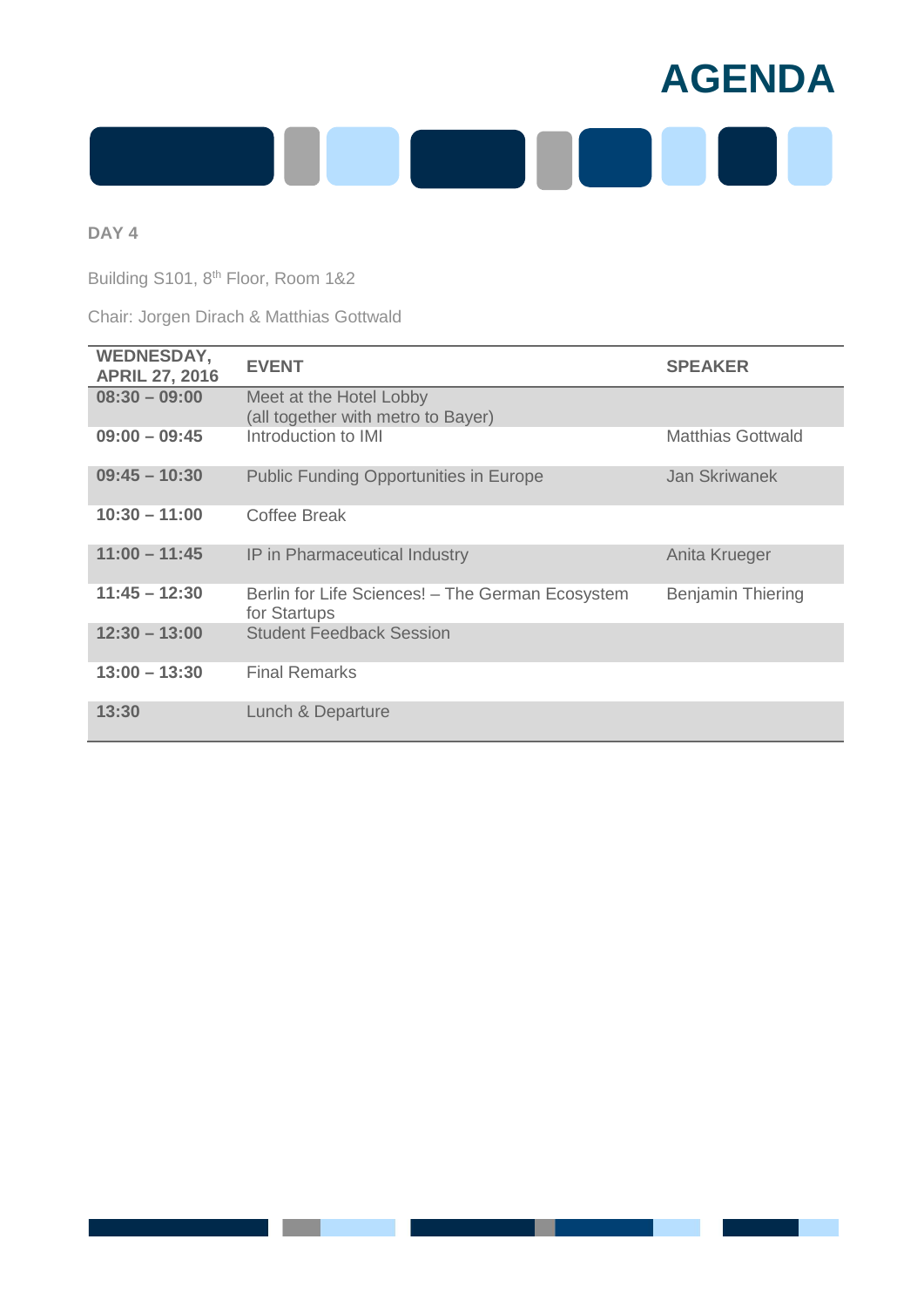# AGENDA

**DAY 4**

Building S101, 8th Floor, Room 1&2

Chair: Jorgen Dirach & Matthias Gottwald

| **WEDNESDAY, APRIL 27, 2016** | **EVENT** | **SPEAKER** |
|---|---|---|
| **08:30 – 09:00** | Meet at the Hotel Lobby (all together with metro to Bayer) | |
| **09:00 – 09:45** | Introduction to IMI | Matthias Gottwald |
| **09:45 – 10:30** | Public Funding Opportunities in Europe | Jan Skriwanek |
| **10:30 – 11:00** | Coffee Break | |
| **11:00 – 11:45** | IP in Pharmaceutical Industry | Anita Krueger |
| **11:45 – 12:30** | Berlin for Life Sciences! – The German Ecosystem for Startups | Benjamin Thiering |
| **12:30 – 13:00** | Student Feedback Session | |
| **13:00 – 13:30** | Final Remarks | |
| **13:30** | Lunch & Departure | |